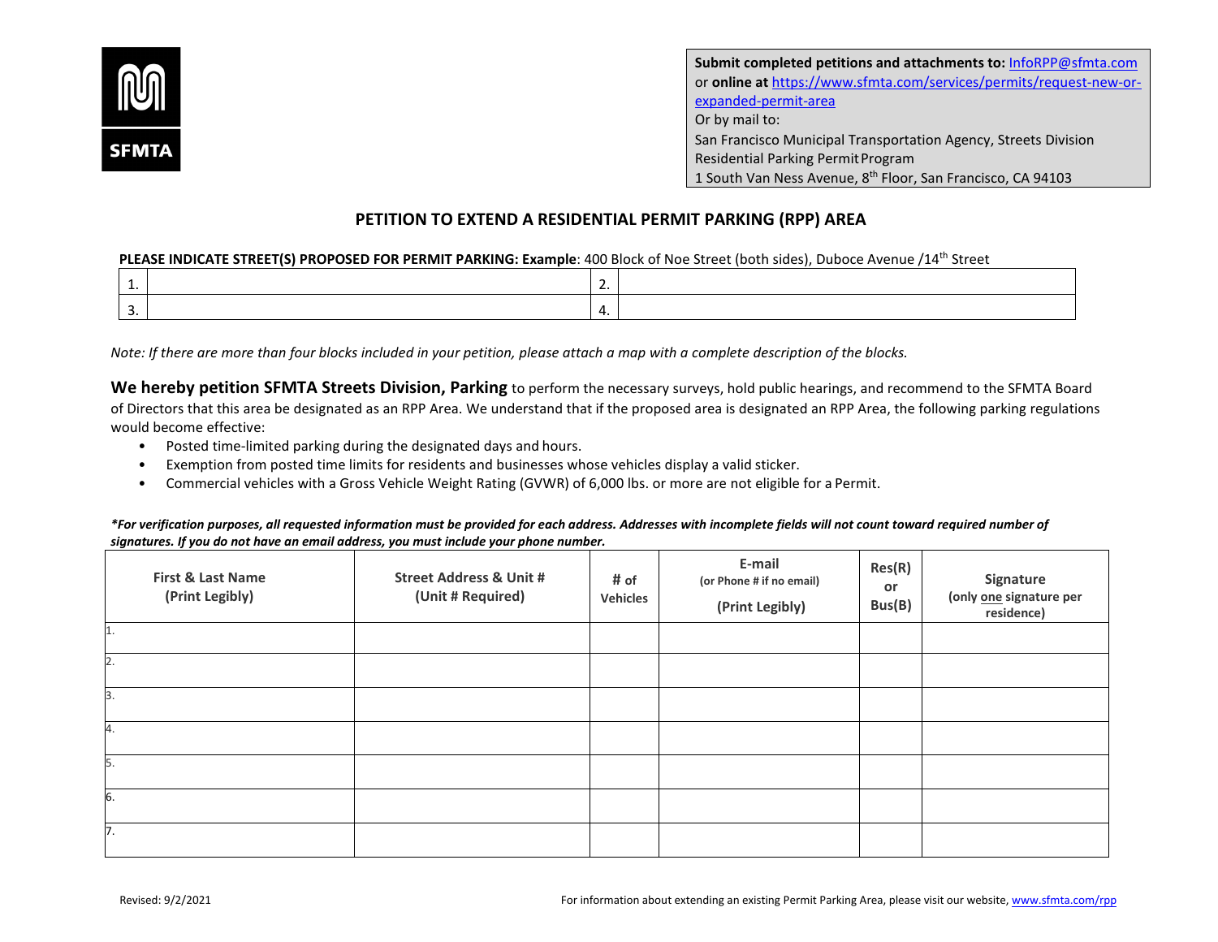SFMTA

**Submit completed petitions and attachments to:** InfoRPP@sfmta.com
or **online at** https://www.sfmta.com/services/permits/request-new-or-expanded-permit-area
Or by mail to:
San Francisco Municipal Transportation Agency, Streets Division
Residential Parking Permit Program
1 South Van Ness Avenue, 8th Floor, San Francisco, CA 94103

# PETITION TO EXTEND A RESIDENTIAL PERMIT PARKING (RPP) AREA

**PLEASE INDICATE STREET(S) PROPOSED FOR PERMIT PARKING: Example**: 400 Block of Noe Street (both sides), Duboce Avenue /14th Street

| | | | |
|---|---|---|---|
| 1. | | 2. | |
| 3. | | 4. | |

*Note: If there are more than four blocks included in your petition, please attach a map with a complete description of the blocks.*

**We hereby petition SFMTA Streets Division, Parking** to perform the necessary surveys, hold public hearings, and recommend to the SFMTA Board of Directors that this area be designated as an RPP Area. We understand that if the proposed area is designated an RPP Area, the following parking regulations would become effective:

- Posted time-limited parking during the designated days and hours.
- Exemption from posted time limits for residents and businesses whose vehicles display a valid sticker.
- Commercial vehicles with a Gross Vehicle Weight Rating (GVWR) of 6,000 lbs. or more are not eligible for a Permit.

***For verification purposes, all requested information must be provided for each address. Addresses with incomplete fields will not count toward required number of signatures. If you do not have an email address, you must include your phone number.***

| First & Last Name (Print Legibly) | Street Address & Unit # (Unit # Required) | # of Vehicles | E-mail (or Phone # if no email) (Print Legibly) | Res(R) or Bus(B) | Signature (only one signature per residence) |
|---|---|---|---|---|---|
| 1. | | | | | |
| 2. | | | | | |
| 3. | | | | | |
| 4. | | | | | |
| 5. | | | | | |
| 6. | | | | | |
| 7. | | | | | |

Revised: 9/2/2021

For information about extending an existing Permit Parking Area, please visit our website, www.sfmta.com/rpp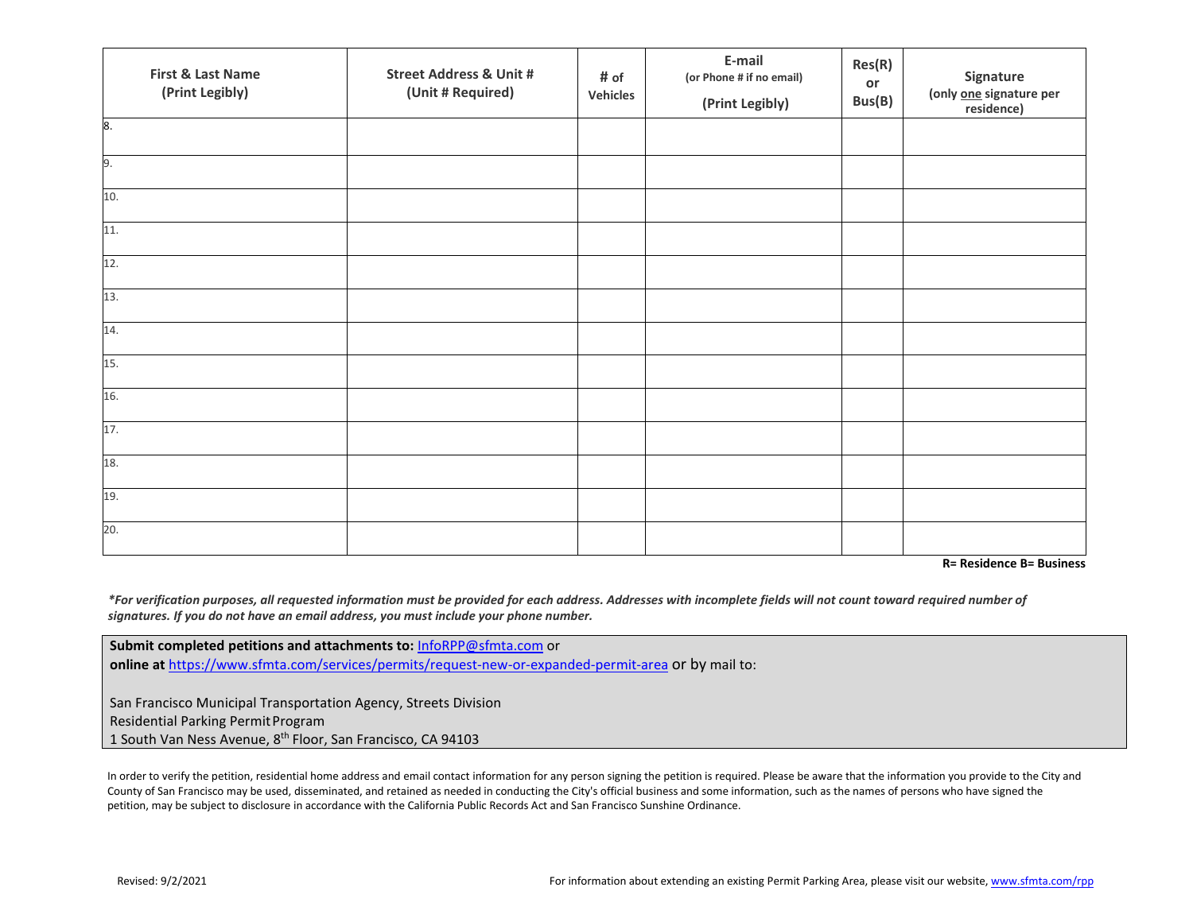| First & Last Name (Print Legibly) | Street Address & Unit # (Unit # Required) | # of Vehicles | E-mail (or Phone # if no email) (Print Legibly) | Res(R) or Bus(B) | Signature (only one signature per residence) |
|---|---|---|---|---|---|
| 8. | | | | | |
| 9. | | | | | |
| 10. | | | | | |
| 11. | | | | | |
| 12. | | | | | |
| 13. | | | | | |
| 14. | | | | | |
| 15. | | | | | |
| 16. | | | | | |
| 17. | | | | | |
| 18. | | | | | |
| 19. | | | | | |
| 20. | | | | | |

**R= Residence B= Business**

***For verification purposes, all requested information must be provided for each address. Addresses with incomplete fields will not count toward required number of signatures. If you do not have an email address, you must include your phone number.***

**Submit completed petitions and attachments to:** InfoRPP@sfmta.com or
**online at** https://www.sfmta.com/services/permits/request-new-or-expanded-permit-area or by mail to:

San Francisco Municipal Transportation Agency, Streets Division
Residential Parking Permit Program
1 South Van Ness Avenue, 8th Floor, San Francisco, CA 94103

In order to verify the petition, residential home address and email contact information for any person signing the petition is required. Please be aware that the information you provide to the City and County of San Francisco may be used, disseminated, and retained as needed in conducting the City's official business and some information, such as the names of persons who have signed the petition, may be subject to disclosure in accordance with the California Public Records Act and San Francisco Sunshine Ordinance.

Revised: 9/2/2021

For information about extending an existing Permit Parking Area, please visit our website, www.sfmta.com/rpp